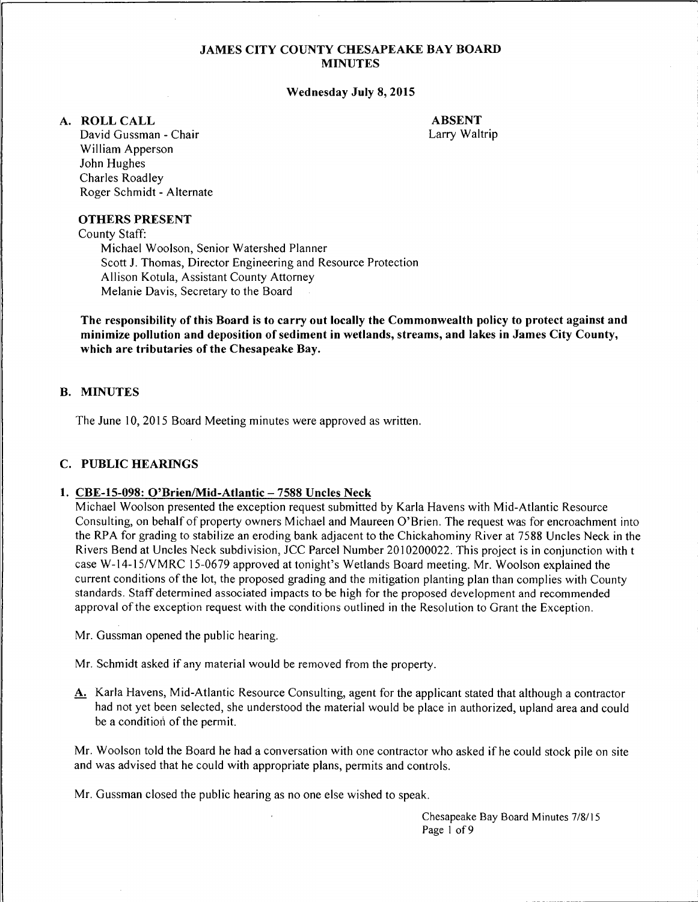# JAMES CITY COUNTY CHESAPEAKE BAY BOARD MINUTES

**Wednesday July 8, 2015**

## A. ROLL CALL

David Gussman - Chair
William Apperson
John Hughes
Charles Roadley
Roger Schmidt - Alternate

**ABSENT**
Larry Waltrip

### OTHERS PRESENT

County Staff:

Michael Woolson, Senior Watershed Planner
Scott J. Thomas, Director Engineering and Resource Protection
Allison Kotula, Assistant County Attorney
Melanie Davis, Secretary to the Board

**The responsibility of this Board is to carry out locally the Commonwealth policy to protect against and minimize pollution and deposition of sediment in wetlands, streams, and lakes in James City County, which are tributaries of the Chesapeake Bay.**

## B. MINUTES

The June 10, 2015 Board Meeting minutes were approved as written.

## C. PUBLIC HEARINGS

### 1. CBE-15-098: O'Brien/Mid-Atlantic – 7588 Uncles Neck

Michael Woolson presented the exception request submitted by Karla Havens with Mid-Atlantic Resource Consulting, on behalf of property owners Michael and Maureen O'Brien. The request was for encroachment into the RPA for grading to stabilize an eroding bank adjacent to the Chickahominy River at 7588 Uncles Neck in the Rivers Bend at Uncles Neck subdivision, JCC Parcel Number 2010200022. This project is in conjunction with t case W-14-15/VMRC 15-0679 approved at tonight's Wetlands Board meeting. Mr. Woolson explained the current conditions of the lot, the proposed grading and the mitigation planting plan than complies with County standards. Staff determined associated impacts to be high for the proposed development and recommended approval of the exception request with the conditions outlined in the Resolution to Grant the Exception.

Mr. Gussman opened the public hearing.

Mr. Schmidt asked if any material would be removed from the property.

A. Karla Havens, Mid-Atlantic Resource Consulting, agent for the applicant stated that although a contractor had not yet been selected, she understood the material would be place in authorized, upland area and could be a condition of the permit.

Mr. Woolson told the Board he had a conversation with one contractor who asked if he could stock pile on site and was advised that he could with appropriate plans, permits and controls.

Mr. Gussman closed the public hearing as no one else wished to speak.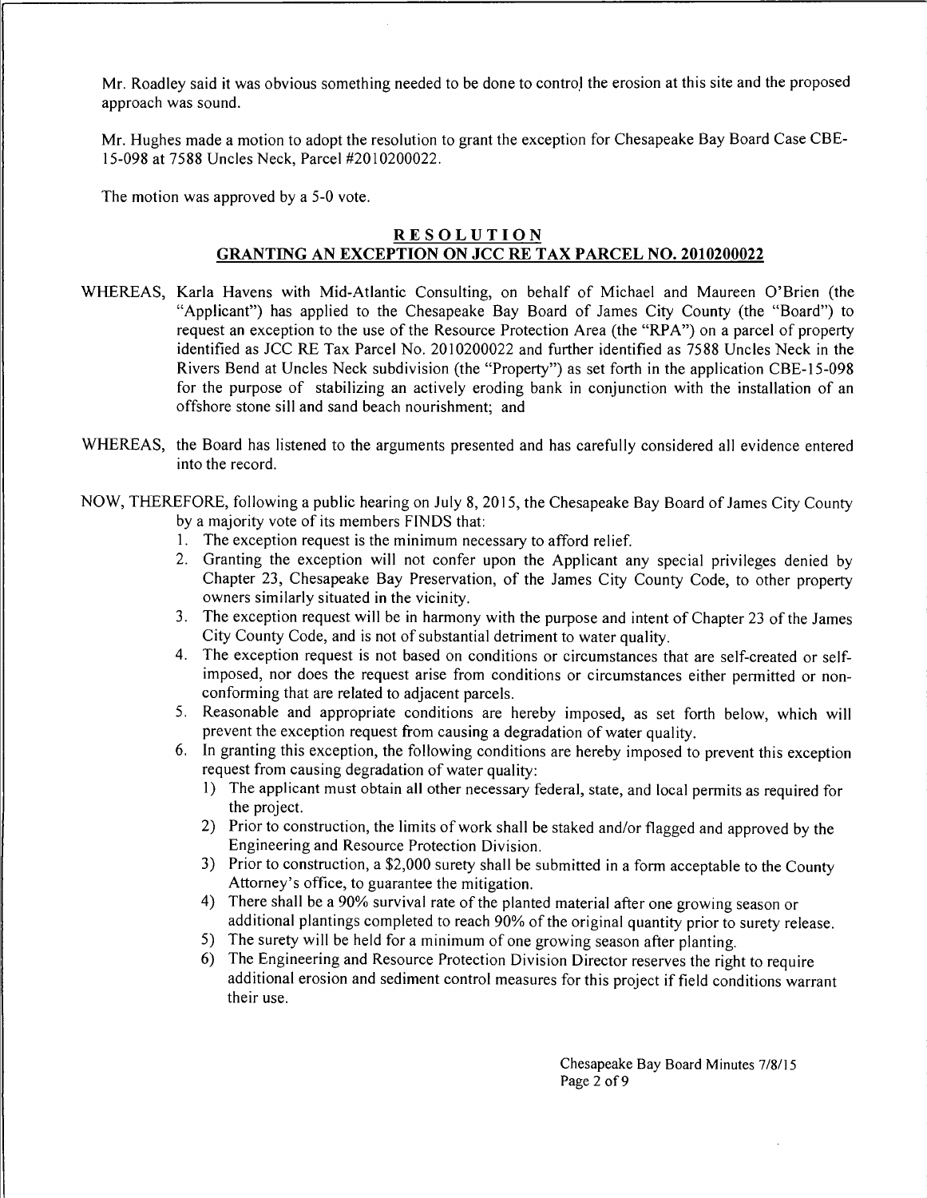Mr. Roadley said it was obvious something needed to be done to control the erosion at this site and the proposed approach was sound.

Mr. Hughes made a motion to adopt the resolution to grant the exception for Chesapeake Bay Board Case CBE-15-098 at 7588 Uncles Neck, Parcel #2010200022.

The motion was approved by a 5-0 vote.

## RESOLUTION

## GRANTING AN EXCEPTION ON JCC RE TAX PARCEL NO. 2010200022

WHEREAS, Karla Havens with Mid-Atlantic Consulting, on behalf of Michael and Maureen O'Brien (the "Applicant") has applied to the Chesapeake Bay Board of James City County (the "Board") to request an exception to the use of the Resource Protection Area (the "RPA") on a parcel of property identified as JCC RE Tax Parcel No. 2010200022 and further identified as 7588 Uncles Neck in the Rivers Bend at Uncles Neck subdivision (the "Property") as set forth in the application CBE-15-098 for the purpose of stabilizing an actively eroding bank in conjunction with the installation of an offshore stone sill and sand beach nourishment; and

WHEREAS, the Board has listened to the arguments presented and has carefully considered all evidence entered into the record.

NOW, THEREFORE, following a public hearing on July 8, 2015, the Chesapeake Bay Board of James City County by a majority vote of its members FINDS that:

1. The exception request is the minimum necessary to afford relief.
2. Granting the exception will not confer upon the Applicant any special privileges denied by Chapter 23, Chesapeake Bay Preservation, of the James City County Code, to other property owners similarly situated in the vicinity.
3. The exception request will be in harmony with the purpose and intent of Chapter 23 of the James City County Code, and is not of substantial detriment to water quality.
4. The exception request is not based on conditions or circumstances that are self-created or self-imposed, nor does the request arise from conditions or circumstances either permitted or non-conforming that are related to adjacent parcels.
5. Reasonable and appropriate conditions are hereby imposed, as set forth below, which will prevent the exception request from causing a degradation of water quality.
6. In granting this exception, the following conditions are hereby imposed to prevent this exception request from causing degradation of water quality:
   1) The applicant must obtain all other necessary federal, state, and local permits as required for the project.
   2) Prior to construction, the limits of work shall be staked and/or flagged and approved by the Engineering and Resource Protection Division.
   3) Prior to construction, a $2,000 surety shall be submitted in a form acceptable to the County Attorney's office, to guarantee the mitigation.
   4) There shall be a 90% survival rate of the planted material after one growing season or additional plantings completed to reach 90% of the original quantity prior to surety release.
   5) The surety will be held for a minimum of one growing season after planting.
   6) The Engineering and Resource Protection Division Director reserves the right to require additional erosion and sediment control measures for this project if field conditions warrant their use.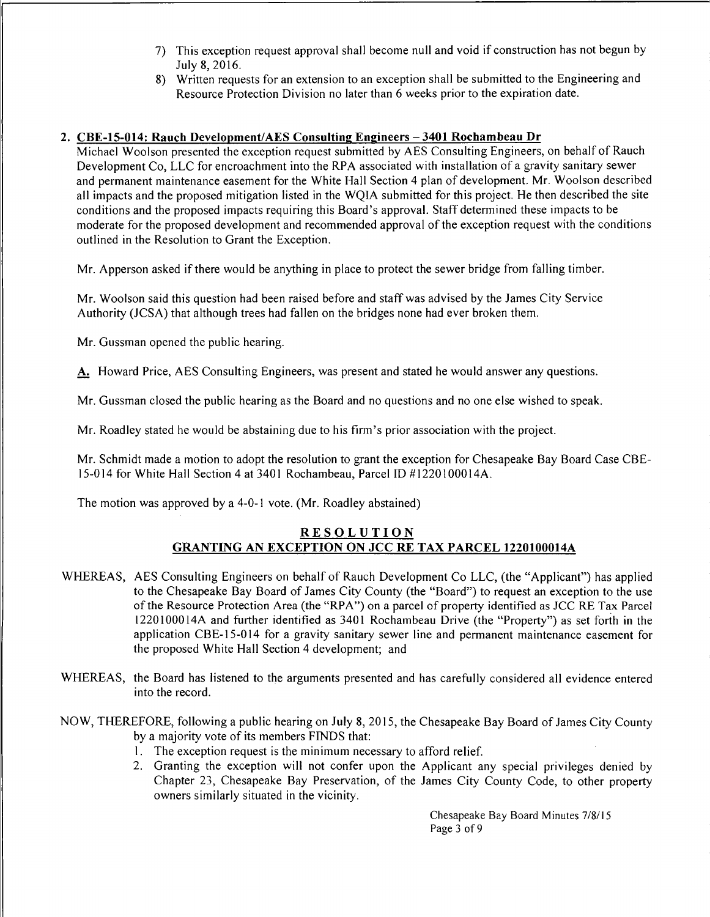7) This exception request approval shall become null and void if construction has not begun by July 8, 2016.
8) Written requests for an extension to an exception shall be submitted to the Engineering and Resource Protection Division no later than 6 weeks prior to the expiration date.

**2. CBE-15-014: Rauch Development/AES Consulting Engineers – 3401 Rochambeau Dr**

Michael Woolson presented the exception request submitted by AES Consulting Engineers, on behalf of Rauch Development Co, LLC for encroachment into the RPA associated with installation of a gravity sanitary sewer and permanent maintenance easement for the White Hall Section 4 plan of development. Mr. Woolson described all impacts and the proposed mitigation listed in the WQIA submitted for this project. He then described the site conditions and the proposed impacts requiring this Board's approval. Staff determined these impacts to be moderate for the proposed development and recommended approval of the exception request with the conditions outlined in the Resolution to Grant the Exception.

Mr. Apperson asked if there would be anything in place to protect the sewer bridge from falling timber.

Mr. Woolson said this question had been raised before and staff was advised by the James City Service Authority (JCSA) that although trees had fallen on the bridges none had ever broken them.

Mr. Gussman opened the public hearing.

**A.** Howard Price, AES Consulting Engineers, was present and stated he would answer any questions.

Mr. Gussman closed the public hearing as the Board and no questions and no one else wished to speak.

Mr. Roadley stated he would be abstaining due to his firm's prior association with the project.

Mr. Schmidt made a motion to adopt the resolution to grant the exception for Chesapeake Bay Board Case CBE-15-014 for White Hall Section 4 at 3401 Rochambeau, Parcel ID #1220100014A.

The motion was approved by a 4-0-1 vote. (Mr. Roadley abstained)

**RESOLUTION**

**GRANTING AN EXCEPTION ON JCC RE TAX PARCEL 1220100014A**

WHEREAS, AES Consulting Engineers on behalf of Rauch Development Co LLC, (the "Applicant") has applied to the Chesapeake Bay Board of James City County (the "Board") to request an exception to the use of the Resource Protection Area (the "RPA") on a parcel of property identified as JCC RE Tax Parcel 1220100014A and further identified as 3401 Rochambeau Drive (the "Property") as set forth in the application CBE-15-014 for a gravity sanitary sewer line and permanent maintenance easement for the proposed White Hall Section 4 development; and

WHEREAS, the Board has listened to the arguments presented and has carefully considered all evidence entered into the record.

NOW, THEREFORE, following a public hearing on July 8, 2015, the Chesapeake Bay Board of James City County by a majority vote of its members FINDS that:

1. The exception request is the minimum necessary to afford relief.
2. Granting the exception will not confer upon the Applicant any special privileges denied by Chapter 23, Chesapeake Bay Preservation, of the James City County Code, to other property owners similarly situated in the vicinity.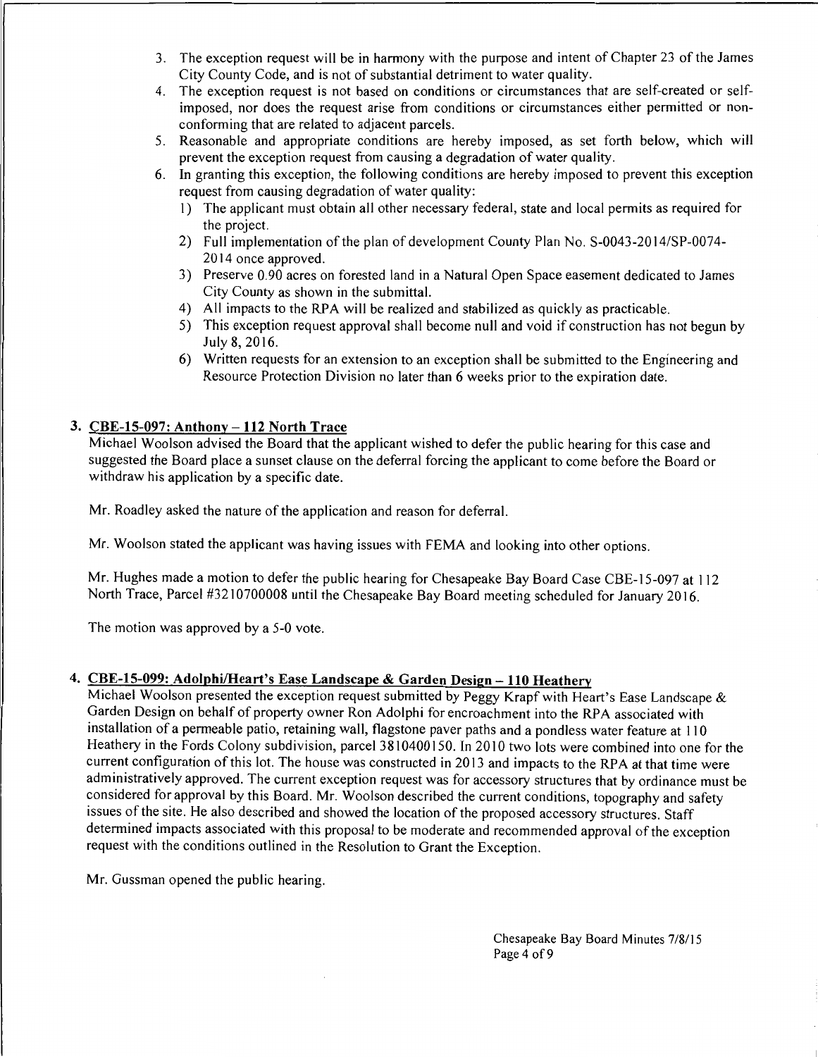3. The exception request will be in harmony with the purpose and intent of Chapter 23 of the James City County Code, and is not of substantial detriment to water quality.
4. The exception request is not based on conditions or circumstances that are self-created or self-imposed, nor does the request arise from conditions or circumstances either permitted or non-conforming that are related to adjacent parcels.
5. Reasonable and appropriate conditions are hereby imposed, as set forth below, which will prevent the exception request from causing a degradation of water quality.
6. In granting this exception, the following conditions are hereby imposed to prevent this exception request from causing degradation of water quality:
   1) The applicant must obtain all other necessary federal, state and local permits as required for the project.
   2) Full implementation of the plan of development County Plan No. S-0043-2014/SP-0074-2014 once approved.
   3) Preserve 0.90 acres on forested land in a Natural Open Space easement dedicated to James City County as shown in the submittal.
   4) All impacts to the RPA will be realized and stabilized as quickly as practicable.
   5) This exception request approval shall become null and void if construction has not begun by July 8, 2016.
   6) Written requests for an extension to an exception shall be submitted to the Engineering and Resource Protection Division no later than 6 weeks prior to the expiration date.

## 3. CBE-15-097: Anthony – 112 North Trace

Michael Woolson advised the Board that the applicant wished to defer the public hearing for this case and suggested the Board place a sunset clause on the deferral forcing the applicant to come before the Board or withdraw his application by a specific date.

Mr. Roadley asked the nature of the application and reason for deferral.

Mr. Woolson stated the applicant was having issues with FEMA and looking into other options.

Mr. Hughes made a motion to defer the public hearing for Chesapeake Bay Board Case CBE-15-097 at 112 North Trace, Parcel #3210700008 until the Chesapeake Bay Board meeting scheduled for January 2016.

The motion was approved by a 5-0 vote.

## 4. CBE-15-099: Adolphi/Heart's Ease Landscape & Garden Design – 110 Heathery

Michael Woolson presented the exception request submitted by Peggy Krapf with Heart's Ease Landscape & Garden Design on behalf of property owner Ron Adolphi for encroachment into the RPA associated with installation of a permeable patio, retaining wall, flagstone paver paths and a pondless water feature at 110 Heathery in the Fords Colony subdivision, parcel 3810400150. In 2010 two lots were combined into one for the current configuration of this lot. The house was constructed in 2013 and impacts to the RPA at that time were administratively approved. The current exception request was for accessory structures that by ordinance must be considered for approval by this Board. Mr. Woolson described the current conditions, topography and safety issues of the site. He also described and showed the location of the proposed accessory structures. Staff determined impacts associated with this proposal to be moderate and recommended approval of the exception request with the conditions outlined in the Resolution to Grant the Exception.

Mr. Gussman opened the public hearing.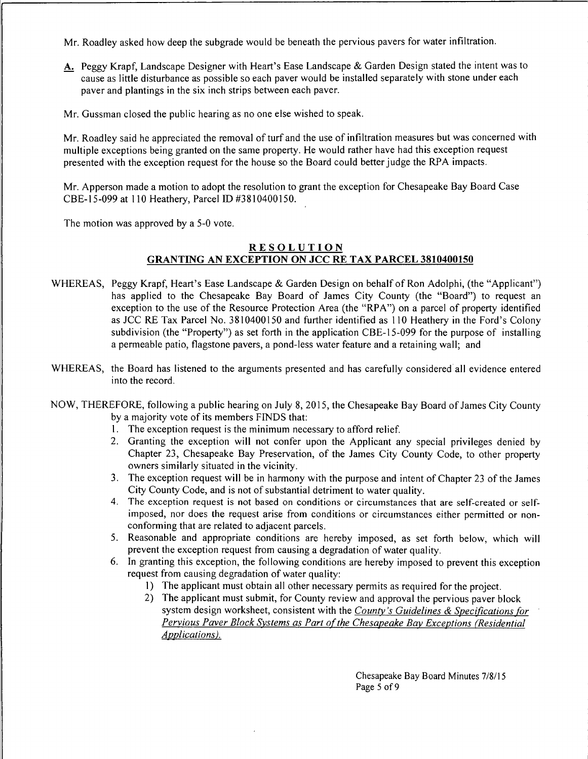Mr. Roadley asked how deep the subgrade would be beneath the pervious pavers for water infiltration.

**A.** Peggy Krapf, Landscape Designer with Heart's Ease Landscape & Garden Design stated the intent was to cause as little disturbance as possible so each paver would be installed separately with stone under each paver and plantings in the six inch strips between each paver.

Mr. Gussman closed the public hearing as no one else wished to speak.

Mr. Roadley said he appreciated the removal of turf and the use of infiltration measures but was concerned with multiple exceptions being granted on the same property. He would rather have had this exception request presented with the exception request for the house so the Board could better judge the RPA impacts.

Mr. Apperson made a motion to adopt the resolution to grant the exception for Chesapeake Bay Board Case CBE-15-099 at 110 Heathery, Parcel ID #3810400150.

The motion was approved by a 5-0 vote.

## RESOLUTION

## GRANTING AN EXCEPTION ON JCC RE TAX PARCEL 3810400150

WHEREAS, Peggy Krapf, Heart's Ease Landscape & Garden Design on behalf of Ron Adolphi, (the "Applicant") has applied to the Chesapeake Bay Board of James City County (the "Board") to request an exception to the use of the Resource Protection Area (the "RPA") on a parcel of property identified as JCC RE Tax Parcel No. 3810400150 and further identified as 110 Heathery in the Ford's Colony subdivision (the "Property") as set forth in the application CBE-15-099 for the purpose of installing a permeable patio, flagstone pavers, a pond-less water feature and a retaining wall; and

WHEREAS, the Board has listened to the arguments presented and has carefully considered all evidence entered into the record.

NOW, THEREFORE, following a public hearing on July 8, 2015, the Chesapeake Bay Board of James City County by a majority vote of its members FINDS that:

1. The exception request is the minimum necessary to afford relief.
2. Granting the exception will not confer upon the Applicant any special privileges denied by Chapter 23, Chesapeake Bay Preservation, of the James City County Code, to other property owners similarly situated in the vicinity.
3. The exception request will be in harmony with the purpose and intent of Chapter 23 of the James City County Code, and is not of substantial detriment to water quality.
4. The exception request is not based on conditions or circumstances that are self-created or self-imposed, nor does the request arise from conditions or circumstances either permitted or non-conforming that are related to adjacent parcels.
5. Reasonable and appropriate conditions are hereby imposed, as set forth below, which will prevent the exception request from causing a degradation of water quality.
6. In granting this exception, the following conditions are hereby imposed to prevent this exception request from causing degradation of water quality:
   1) The applicant must obtain all other necessary permits as required for the project.
   2) The applicant must submit, for County review and approval the pervious paver block system design worksheet, consistent with the *County's Guidelines & Specifications for Pervious Paver Block Systems as Part of the Chesapeake Bay Exceptions (Residential Applications).*

Chesapeake Bay Board Minutes 7/8/15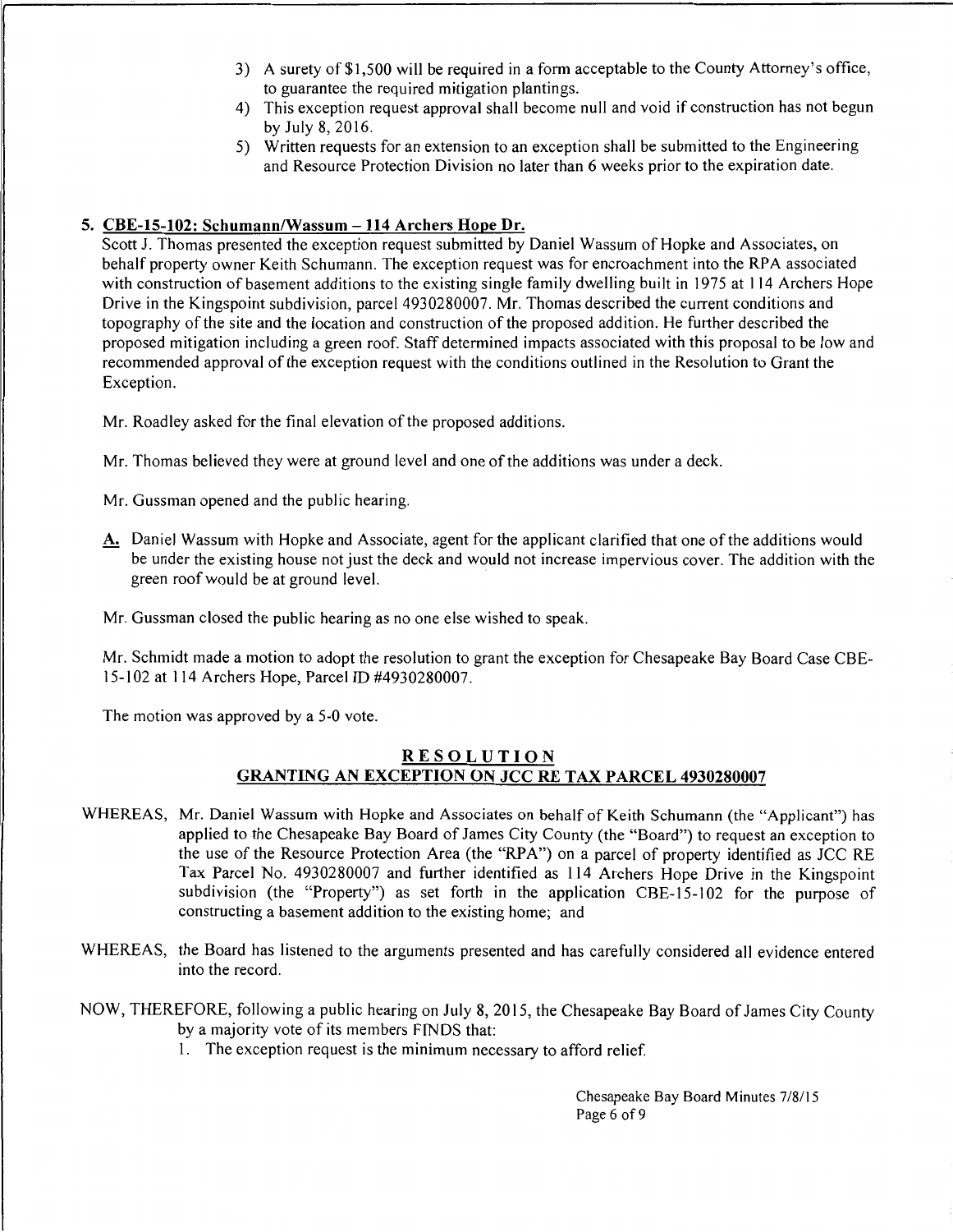3) A surety of $1,500 will be required in a form acceptable to the County Attorney's office, to guarantee the required mitigation plantings.
4) This exception request approval shall become null and void if construction has not begun by July 8, 2016.
5) Written requests for an extension to an exception shall be submitted to the Engineering and Resource Protection Division no later than 6 weeks prior to the expiration date.

**5. CBE-15-102: Schumann/Wassum – 114 Archers Hope Dr.**

Scott J. Thomas presented the exception request submitted by Daniel Wassum of Hopke and Associates, on behalf property owner Keith Schumann. The exception request was for encroachment into the RPA associated with construction of basement additions to the existing single family dwelling built in 1975 at 114 Archers Hope Drive in the Kingspoint subdivision, parcel 4930280007. Mr. Thomas described the current conditions and topography of the site and the location and construction of the proposed addition. He further described the proposed mitigation including a green roof. Staff determined impacts associated with this proposal to be low and recommended approval of the exception request with the conditions outlined in the Resolution to Grant the Exception.

Mr. Roadley asked for the final elevation of the proposed additions.

Mr. Thomas believed they were at ground level and one of the additions was under a deck.

Mr. Gussman opened and the public hearing.

A. Daniel Wassum with Hopke and Associate, agent for the applicant clarified that one of the additions would be under the existing house not just the deck and would not increase impervious cover. The addition with the green roof would be at ground level.

Mr. Gussman closed the public hearing as no one else wished to speak.

Mr. Schmidt made a motion to adopt the resolution to grant the exception for Chesapeake Bay Board Case CBE-15-102 at 114 Archers Hope, Parcel ID #4930280007.

The motion was approved by a 5-0 vote.

## RESOLUTION
## GRANTING AN EXCEPTION ON JCC RE TAX PARCEL 4930280007

WHEREAS, Mr. Daniel Wassum with Hopke and Associates on behalf of Keith Schumann (the "Applicant") has applied to the Chesapeake Bay Board of James City County (the "Board") to request an exception to the use of the Resource Protection Area (the "RPA") on a parcel of property identified as JCC RE Tax Parcel No. 4930280007 and further identified as 114 Archers Hope Drive in the Kingspoint subdivision (the "Property") as set forth in the application CBE-15-102 for the purpose of constructing a basement addition to the existing home; and

WHEREAS, the Board has listened to the arguments presented and has carefully considered all evidence entered into the record.

NOW, THEREFORE, following a public hearing on July 8, 2015, the Chesapeake Bay Board of James City County by a majority vote of its members FINDS that:

1. The exception request is the minimum necessary to afford relief.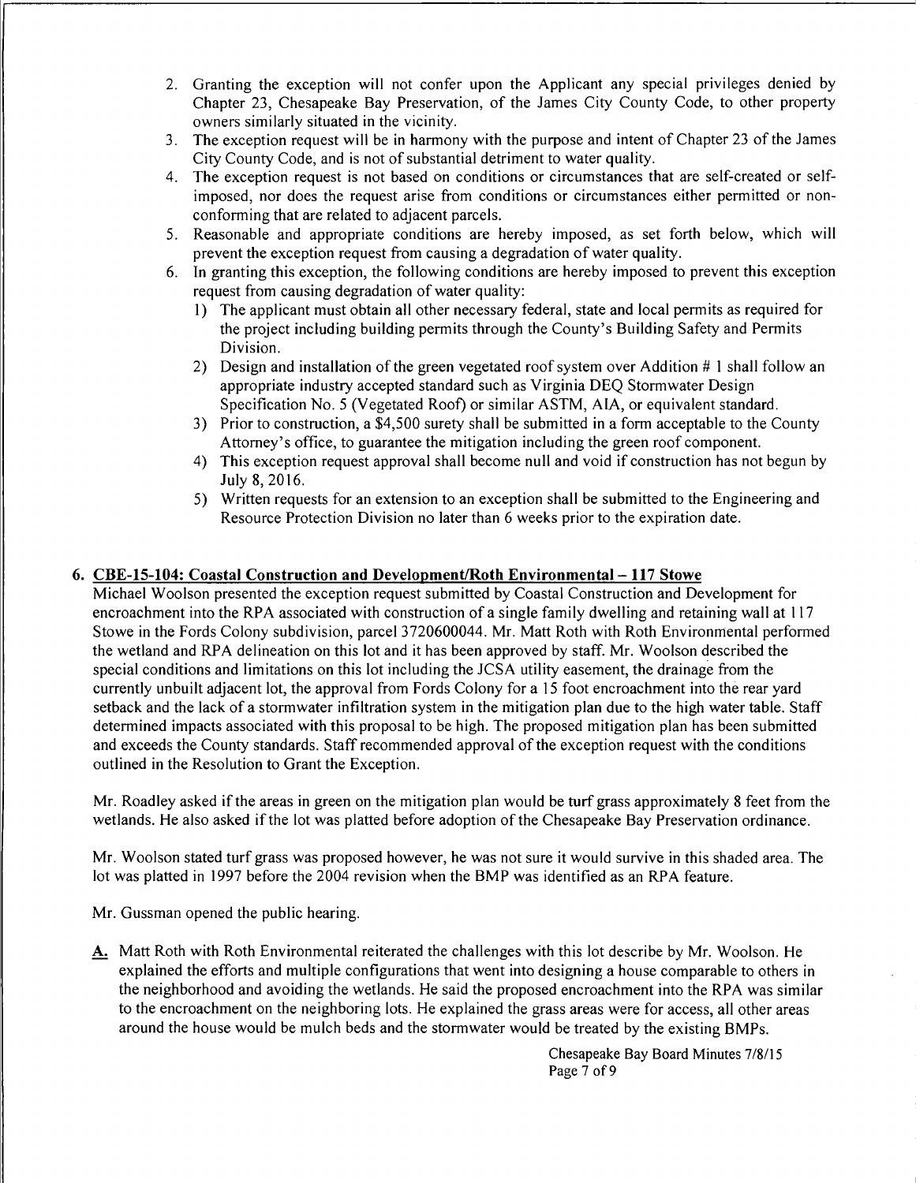2. Granting the exception will not confer upon the Applicant any special privileges denied by Chapter 23, Chesapeake Bay Preservation, of the James City County Code, to other property owners similarly situated in the vicinity.
3. The exception request will be in harmony with the purpose and intent of Chapter 23 of the James City County Code, and is not of substantial detriment to water quality.
4. The exception request is not based on conditions or circumstances that are self-created or self-imposed, nor does the request arise from conditions or circumstances either permitted or non-conforming that are related to adjacent parcels.
5. Reasonable and appropriate conditions are hereby imposed, as set forth below, which will prevent the exception request from causing a degradation of water quality.
6. In granting this exception, the following conditions are hereby imposed to prevent this exception request from causing degradation of water quality:
   1) The applicant must obtain all other necessary federal, state and local permits as required for the project including building permits through the County's Building Safety and Permits Division.
   2) Design and installation of the green vegetated roof system over Addition # 1 shall follow an appropriate industry accepted standard such as Virginia DEQ Stormwater Design Specification No. 5 (Vegetated Roof) or similar ASTM, AIA, or equivalent standard.
   3) Prior to construction, a $4,500 surety shall be submitted in a form acceptable to the County Attorney's office, to guarantee the mitigation including the green roof component.
   4) This exception request approval shall become null and void if construction has not begun by July 8, 2016.
   5) Written requests for an extension to an exception shall be submitted to the Engineering and Resource Protection Division no later than 6 weeks prior to the expiration date.

## 6. CBE-15-104: Coastal Construction and Development/Roth Environmental – 117 Stowe

Michael Woolson presented the exception request submitted by Coastal Construction and Development for encroachment into the RPA associated with construction of a single family dwelling and retaining wall at 117 Stowe in the Fords Colony subdivision, parcel 3720600044. Mr. Matt Roth with Roth Environmental performed the wetland and RPA delineation on this lot and it has been approved by staff. Mr. Woolson described the special conditions and limitations on this lot including the JCSA utility easement, the drainage from the currently unbuilt adjacent lot, the approval from Fords Colony for a 15 foot encroachment into the rear yard setback and the lack of a stormwater infiltration system in the mitigation plan due to the high water table. Staff determined impacts associated with this proposal to be high. The proposed mitigation plan has been submitted and exceeds the County standards. Staff recommended approval of the exception request with the conditions outlined in the Resolution to Grant the Exception.

Mr. Roadley asked if the areas in green on the mitigation plan would be turf grass approximately 8 feet from the wetlands. He also asked if the lot was platted before adoption of the Chesapeake Bay Preservation ordinance.

Mr. Woolson stated turf grass was proposed however, he was not sure it would survive in this shaded area. The lot was platted in 1997 before the 2004 revision when the BMP was identified as an RPA feature.

Mr. Gussman opened the public hearing.

**A.** Matt Roth with Roth Environmental reiterated the challenges with this lot describe by Mr. Woolson. He explained the efforts and multiple configurations that went into designing a house comparable to others in the neighborhood and avoiding the wetlands. He said the proposed encroachment into the RPA was similar to the encroachment on the neighboring lots. He explained the grass areas were for access, all other areas around the house would be mulch beds and the stormwater would be treated by the existing BMPs.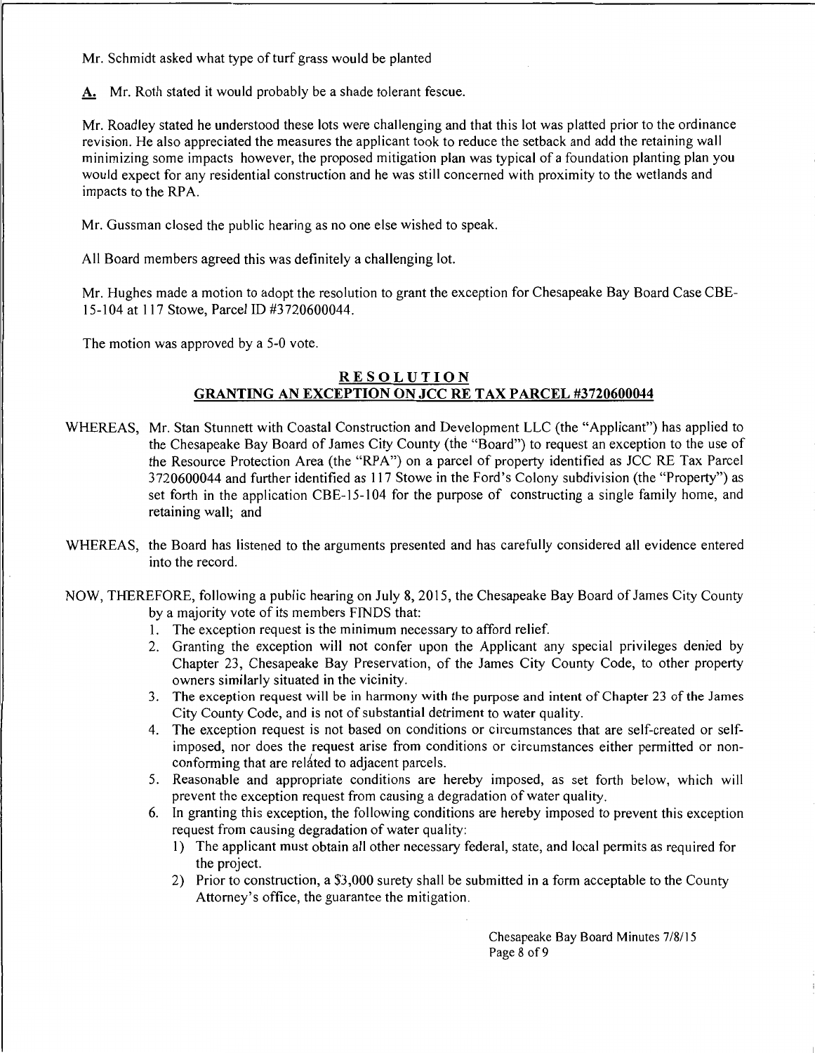Mr. Schmidt asked what type of turf grass would be planted

**A.** Mr. Roth stated it would probably be a shade tolerant fescue.

Mr. Roadley stated he understood these lots were challenging and that this lot was platted prior to the ordinance revision. He also appreciated the measures the applicant took to reduce the setback and add the retaining wall minimizing some impacts however, the proposed mitigation plan was typical of a foundation planting plan you would expect for any residential construction and he was still concerned with proximity to the wetlands and impacts to the RPA.

Mr. Gussman closed the public hearing as no one else wished to speak.

All Board members agreed this was definitely a challenging lot.

Mr. Hughes made a motion to adopt the resolution to grant the exception for Chesapeake Bay Board Case CBE-15-104 at 117 Stowe, Parcel ID #3720600044.

The motion was approved by a 5-0 vote.

## RESOLUTION
## GRANTING AN EXCEPTION ON JCC RE TAX PARCEL #3720600044

WHEREAS, Mr. Stan Stunnett with Coastal Construction and Development LLC (the "Applicant") has applied to the Chesapeake Bay Board of James City County (the "Board") to request an exception to the use of the Resource Protection Area (the "RPA") on a parcel of property identified as JCC RE Tax Parcel 3720600044 and further identified as 117 Stowe in the Ford's Colony subdivision (the "Property") as set forth in the application CBE-15-104 for the purpose of constructing a single family home, and retaining wall; and

WHEREAS, the Board has listened to the arguments presented and has carefully considered all evidence entered into the record.

NOW, THEREFORE, following a public hearing on July 8, 2015, the Chesapeake Bay Board of James City County by a majority vote of its members FINDS that:

1. The exception request is the minimum necessary to afford relief.
2. Granting the exception will not confer upon the Applicant any special privileges denied by Chapter 23, Chesapeake Bay Preservation, of the James City County Code, to other property owners similarly situated in the vicinity.
3. The exception request will be in harmony with the purpose and intent of Chapter 23 of the James City County Code, and is not of substantial detriment to water quality.
4. The exception request is not based on conditions or circumstances that are self-created or self-imposed, nor does the request arise from conditions or circumstances either permitted or non-conforming that are related to adjacent parcels.
5. Reasonable and appropriate conditions are hereby imposed, as set forth below, which will prevent the exception request from causing a degradation of water quality.
6. In granting this exception, the following conditions are hereby imposed to prevent this exception request from causing degradation of water quality:
   1) The applicant must obtain all other necessary federal, state, and local permits as required for the project.
   2) Prior to construction, a $3,000 surety shall be submitted in a form acceptable to the County Attorney's office, the guarantee the mitigation.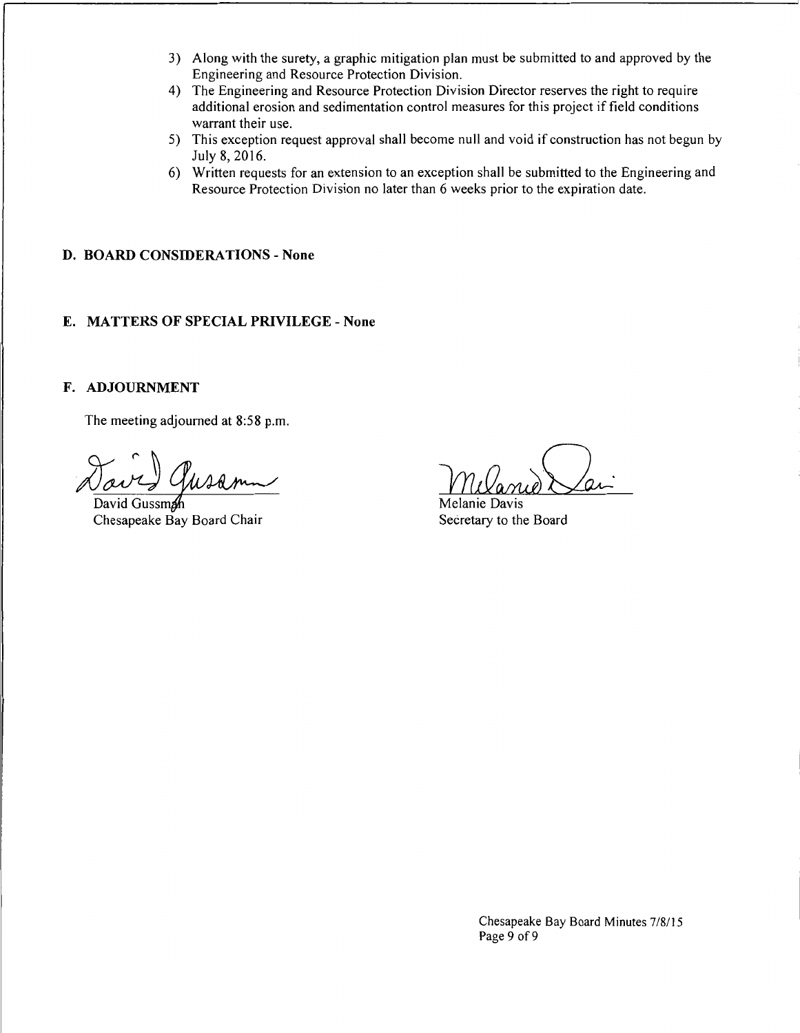3) Along with the surety, a graphic mitigation plan must be submitted to and approved by the Engineering and Resource Protection Division.
4) The Engineering and Resource Protection Division Director reserves the right to require additional erosion and sedimentation control measures for this project if field conditions warrant their use.
5) This exception request approval shall become null and void if construction has not begun by July 8, 2016.
6) Written requests for an extension to an exception shall be submitted to the Engineering and Resource Protection Division no later than 6 weeks prior to the expiration date.

## D. BOARD CONSIDERATIONS - None

## E. MATTERS OF SPECIAL PRIVILEGE - None

## F. ADJOURNMENT

The meeting adjourned at 8:58 p.m.

David Gussman
Chesapeake Bay Board Chair

Melanie Davis
Secretary to the Board